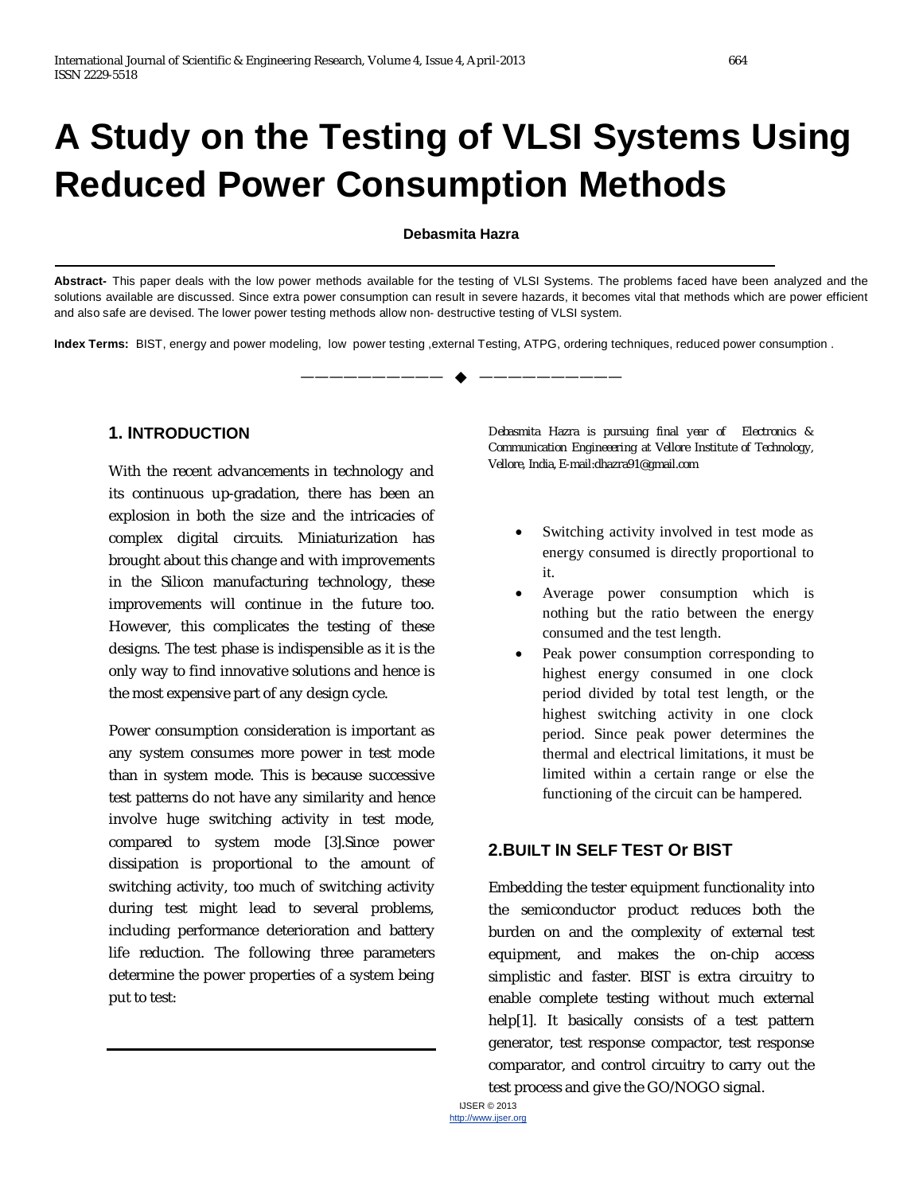# A Study on the Testing of VLSI Systems Using Reduced Power Consumption Methods

**Debasmita Hazra**

**Abstract-** This paper deals with the low power methods available for the testing of VLSI Systems. The problems faced have been analyzed and the solutions available are discussed. Since extra power consumption can result in severe hazards, it becomes vital that methods which are power efficient and also safe are devised. The lower power testing methods allow non- destructive testing of VLSI system.

**Index Terms:** BIST, energy and power modeling, low power testing ,external Testing, ATPG, ordering techniques, reduced power consumption .

---

## 1. INTRODUCTION

With the recent advancements in technology and its continuous up-gradation, there has been an explosion in both the size and the intricacies of complex digital circuits. Miniaturization has brought about this change and with improvements in the Silicon manufacturing technology, these improvements will continue in the future too. However, this complicates the testing of these designs. The test phase is indispensible as it is the only way to find innovative solutions and hence is the most expensive part of any design cycle.

Power consumption consideration is important as any system consumes more power in test mode than in system mode. This is because successive test patterns do not have any similarity and hence involve huge switching activity in test mode, compared to system mode [3].Since power dissipation is proportional to the amount of switching activity, too much of switching activity during test might lead to several problems, including performance deterioration and battery life reduction. The following three parameters determine the power properties of a system being put to test:

*Debasmita Hazra is pursuing final year of Electronics & Communication Engineeering at Vellore Institute of Technology, Vellore, India, E-mail:dhazra91@gmail.com*

- Switching activity involved in test mode as energy consumed is directly proportional to it.
- Average power consumption which is nothing but the ratio between the energy consumed and the test length.
- Peak power consumption corresponding to highest energy consumed in one clock period divided by total test length, or the highest switching activity in one clock period. Since peak power determines the thermal and electrical limitations, it must be limited within a certain range or else the functioning of the circuit can be hampered.

## 2.BUILT IN SELF TEST Or BIST

Embedding the tester equipment functionality into the semiconductor product reduces both the burden on and the complexity of external test equipment, and makes the on-chip access simplistic and faster. BIST is extra circuitry to enable complete testing without much external help[1]. It basically consists of a test pattern generator, test response compactor, test response comparator, and control circuitry to carry out the test process and give the GO/NOGO signal.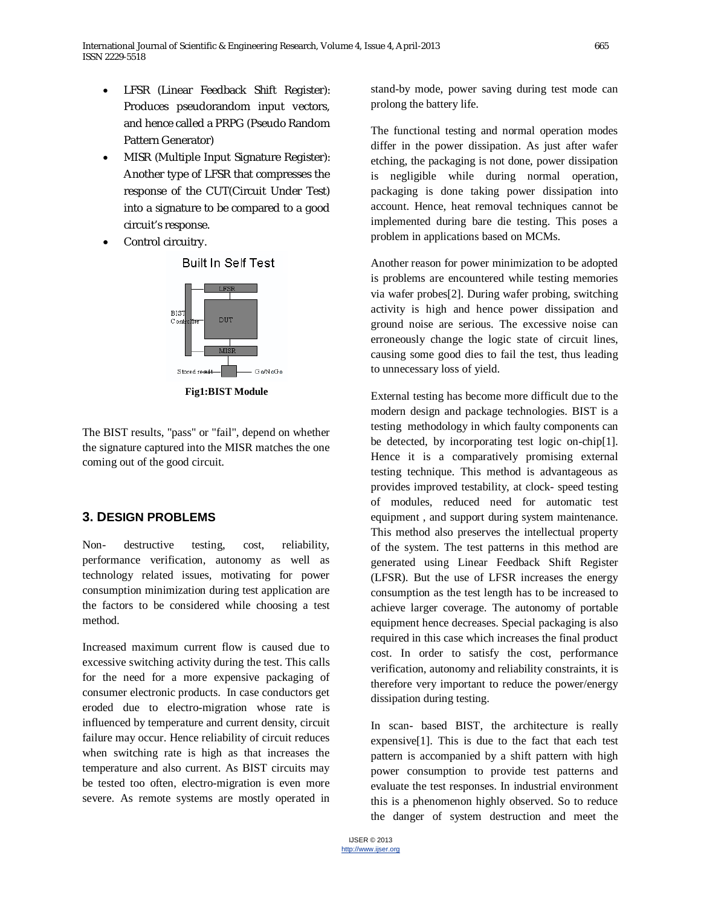- LFSR (Linear Feedback Shift Register): Produces pseudorandom input vectors, and hence called a PRPG (Pseudo Random Pattern Generator)
- MISR (Multiple Input Signature Register): Another type of LFSR that compresses the response of the CUT(Circuit Under Test) into a signature to be compared to a good circuit's response.
- Control circuitry.

**Fig1:BIST Module**

The BIST results, "pass" or "fail", depend on whether the signature captured into the MISR matches the one coming out of the good circuit.

## 3. DESIGN PROBLEMS

Non- destructive testing, cost, reliability, performance verification, autonomy as well as technology related issues, motivating for power consumption minimization during test application are the factors to be considered while choosing a test method.

Increased maximum current flow is caused due to excessive switching activity during the test. This calls for the need for a more expensive packaging of consumer electronic products. In case conductors get eroded due to electro-migration whose rate is influenced by temperature and current density, circuit failure may occur. Hence reliability of circuit reduces when switching rate is high as that increases the temperature and also current. As BIST circuits may be tested too often, electro-migration is even more severe. As remote systems are mostly operated in stand-by mode, power saving during test mode can prolong the battery life.

The functional testing and normal operation modes differ in the power dissipation. As just after wafer etching, the packaging is not done, power dissipation is negligible while during normal operation, packaging is done taking power dissipation into account. Hence, heat removal techniques cannot be implemented during bare die testing. This poses a problem in applications based on MCMs.

Another reason for power minimization to be adopted is problems are encountered while testing memories via wafer probes[2]. During wafer probing, switching activity is high and hence power dissipation and ground noise are serious. The excessive noise can erroneously change the logic state of circuit lines, causing some good dies to fail the test, thus leading to unnecessary loss of yield.

External testing has become more difficult due to the modern design and package technologies. BIST is a testing methodology in which faulty components can be detected, by incorporating test logic on-chip[1]. Hence it is a comparatively promising external testing technique. This method is advantageous as provides improved testability, at clock- speed testing of modules, reduced need for automatic test equipment , and support during system maintenance. This method also preserves the intellectual property of the system. The test patterns in this method are generated using Linear Feedback Shift Register (LFSR). But the use of LFSR increases the energy consumption as the test length has to be increased to achieve larger coverage. The autonomy of portable equipment hence decreases. Special packaging is also required in this case which increases the final product cost. In order to satisfy the cost, performance verification, autonomy and reliability constraints, it is therefore very important to reduce the power/energy dissipation during testing.

In scan- based BIST, the architecture is really expensive[1]. This is due to the fact that each test pattern is accompanied by a shift pattern with high power consumption to provide test patterns and evaluate the test responses. In industrial environment this is a phenomenon highly observed. So to reduce the danger of system destruction and meet the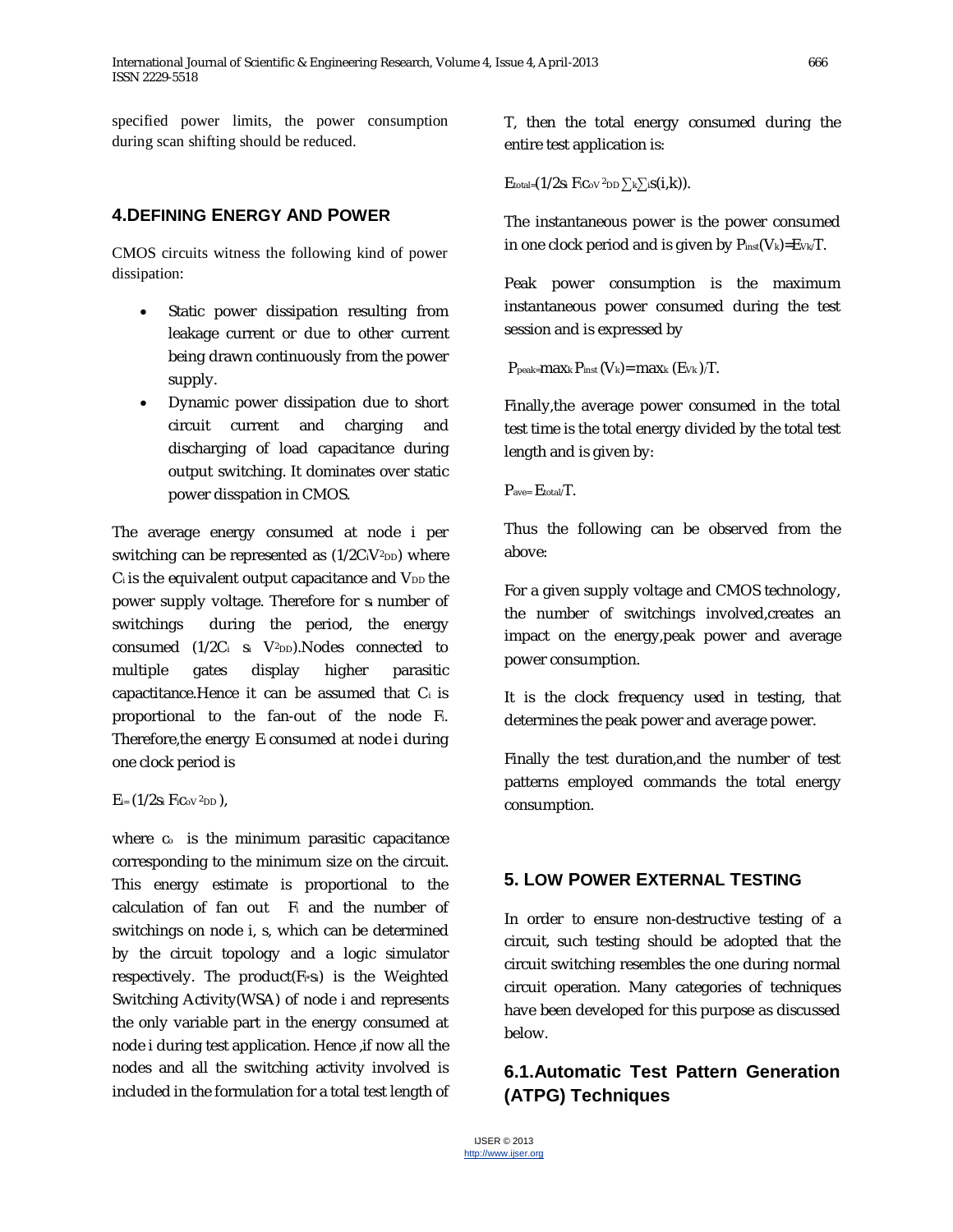specified power limits, the power consumption during scan shifting should be reduced.

## 4.DEFINING ENERGY AND POWER

CMOS circuits witness the following kind of power dissipation:

- Static power dissipation resulting from leakage current or due to other current being drawn continuously from the power supply.
- Dynamic power dissipation due to short circuit current and charging and discharging of load capacitance during output switching. It dominates over static power disspation in CMOS.

The average energy consumed at node i per switching can be represented as ($1/2C_iV^2_{DD}$) where $C_i$ is the equivalent output capacitance and $V_{DD}$ the power supply voltage. Therefore for $s_i$ number of switchings during the period, the energy consumed ($1/2C_i\ s_i\ V^2_{DD}$).Nodes connected to multiple gates display higher parasitic capactitance.Hence it can be assumed that $C_i$ is proportional to the fan-out of the node $F_i$. Therefore,the energy $E_i$ consumed at node i during one clock period is

$E_i = (1/2s_i\ F_ic_0V^2_{DD})$,

where $c_0$ is the minimum parasitic capacitance corresponding to the minimum size on the circuit. This energy estimate is proportional to the calculation of fan out $F_i$ and the number of switchings on node i, s, which can be determined by the circuit topology and a logic simulator respectively. The product($F_i$*$s_i$) is the Weighted Switching Activity(WSA) of node i and represents the only variable part in the energy consumed at node i during test application. Hence ,if now all the nodes and all the switching activity involved is included in the formulation for a total test length of T, then the total energy consumed during the entire test application is:

$E_{total}=(1/2s_i\ F_ic_0V^2_{DD}\sum_k\sum_i s(i,k))$.

The instantaneous power is the power consumed in one clock period and is given by $P_{inst}(V_k)=E_{Vk}/T$.

Peak power consumption is the maximum instantaneous power consumed during the test session and is expressed by

$P_{peak}=\max_k P_{inst}(V_k)=\max_k (E_{Vk})/T$.

Finally,the average power consumed in the total test time is the total energy divided by the total test length and is given by:

$P_{ave}=E_{total}/T$.

Thus the following can be observed from the above:

For a given supply voltage and CMOS technology, the number of switchings involved,creates an impact on the energy,peak power and average power consumption.

It is the clock frequency used in testing, that determines the peak power and average power.

Finally the test duration,and the number of test patterns employed commands the total energy consumption.

## 5. LOW POWER EXTERNAL TESTING

In order to ensure non-destructive testing of a circuit, such testing should be adopted that the circuit switching resembles the one during normal circuit operation. Many categories of techniques have been developed for this purpose as discussed below.

### 6.1.Automatic Test Pattern Generation (ATPG) Techniques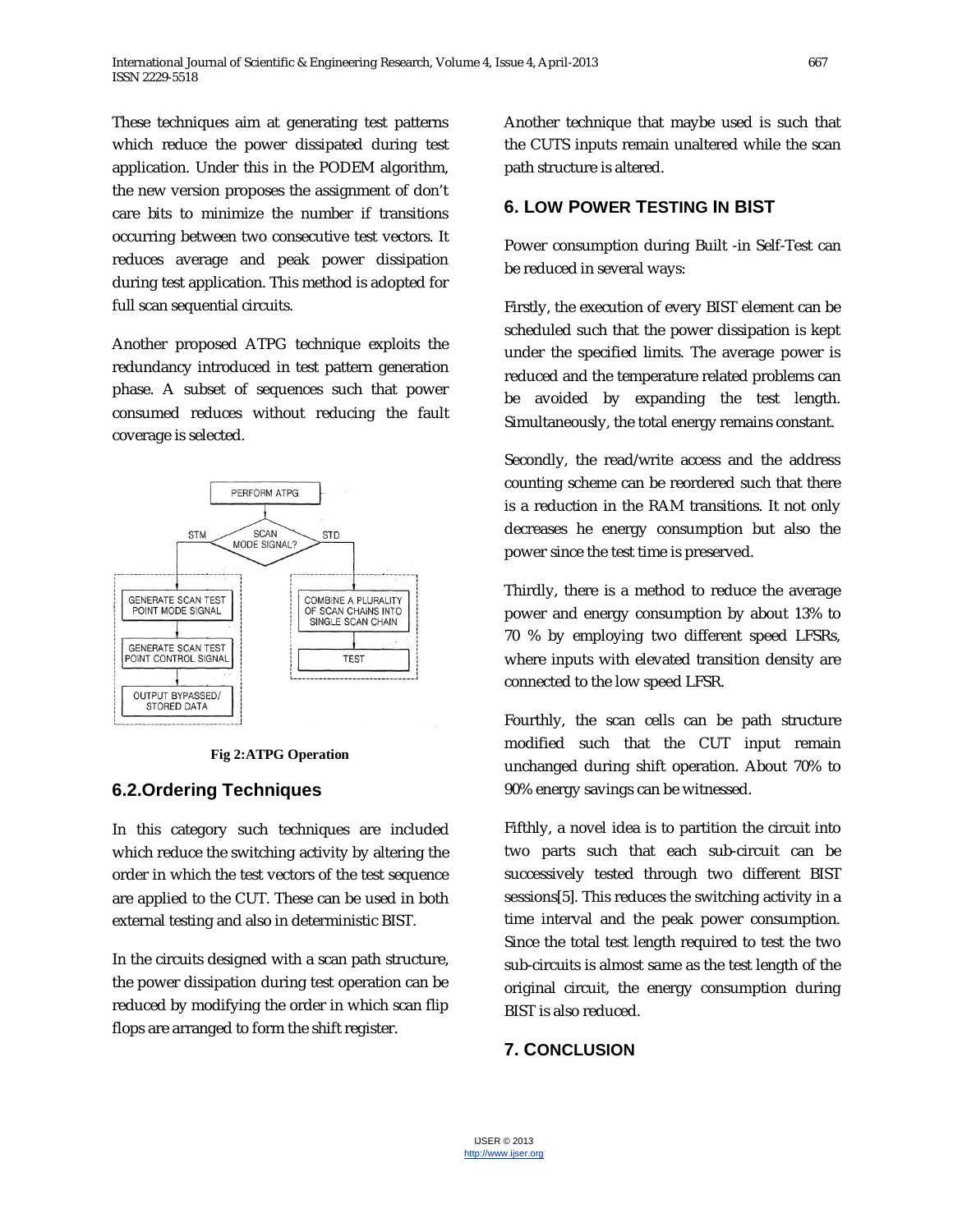These techniques aim at generating test patterns which reduce the power dissipated during test application. Under this in the PODEM algorithm, the new version proposes the assignment of don't care bits to minimize the number if transitions occurring between two consecutive test vectors. It reduces average and peak power dissipation during test application. This method is adopted for full scan sequential circuits.

Another proposed ATPG technique exploits the redundancy introduced in test pattern generation phase. A subset of sequences such that power consumed reduces without reducing the fault coverage is selected.

**Fig 2:ATPG Operation**

## 6.2.Ordering Techniques

In this category such techniques are included which reduce the switching activity by altering the order in which the test vectors of the test sequence are applied to the CUT. These can be used in both external testing and also in deterministic BIST.

In the circuits designed with a scan path structure, the power dissipation during test operation can be reduced by modifying the order in which scan flip flops are arranged to form the shift register.

Another technique that maybe used is such that the CUTS inputs remain unaltered while the scan path structure is altered.

## 6. LOW POWER TESTING IN BIST

Power consumption during Built -in Self-Test can be reduced in several ways:

Firstly, the execution of every BIST element can be scheduled such that the power dissipation is kept under the specified limits. The average power is reduced and the temperature related problems can be avoided by expanding the test length. Simultaneously, the total energy remains constant.

Secondly, the read/write access and the address counting scheme can be reordered such that there is a reduction in the RAM transitions. It not only decreases he energy consumption but also the power since the test time is preserved.

Thirdly, there is a method to reduce the average power and energy consumption by about 13% to 70 % by employing two different speed LFSRs, where inputs with elevated transition density are connected to the low speed LFSR.

Fourthly, the scan cells can be path structure modified such that the CUT input remain unchanged during shift operation. About 70% to 90% energy savings can be witnessed.

Fifthly, a novel idea is to partition the circuit into two parts such that each sub-circuit can be successively tested through two different BIST sessions[5]. This reduces the switching activity in a time interval and the peak power consumption. Since the total test length required to test the two sub-circuits is almost same as the test length of the original circuit, the energy consumption during BIST is also reduced.

## 7. CONCLUSION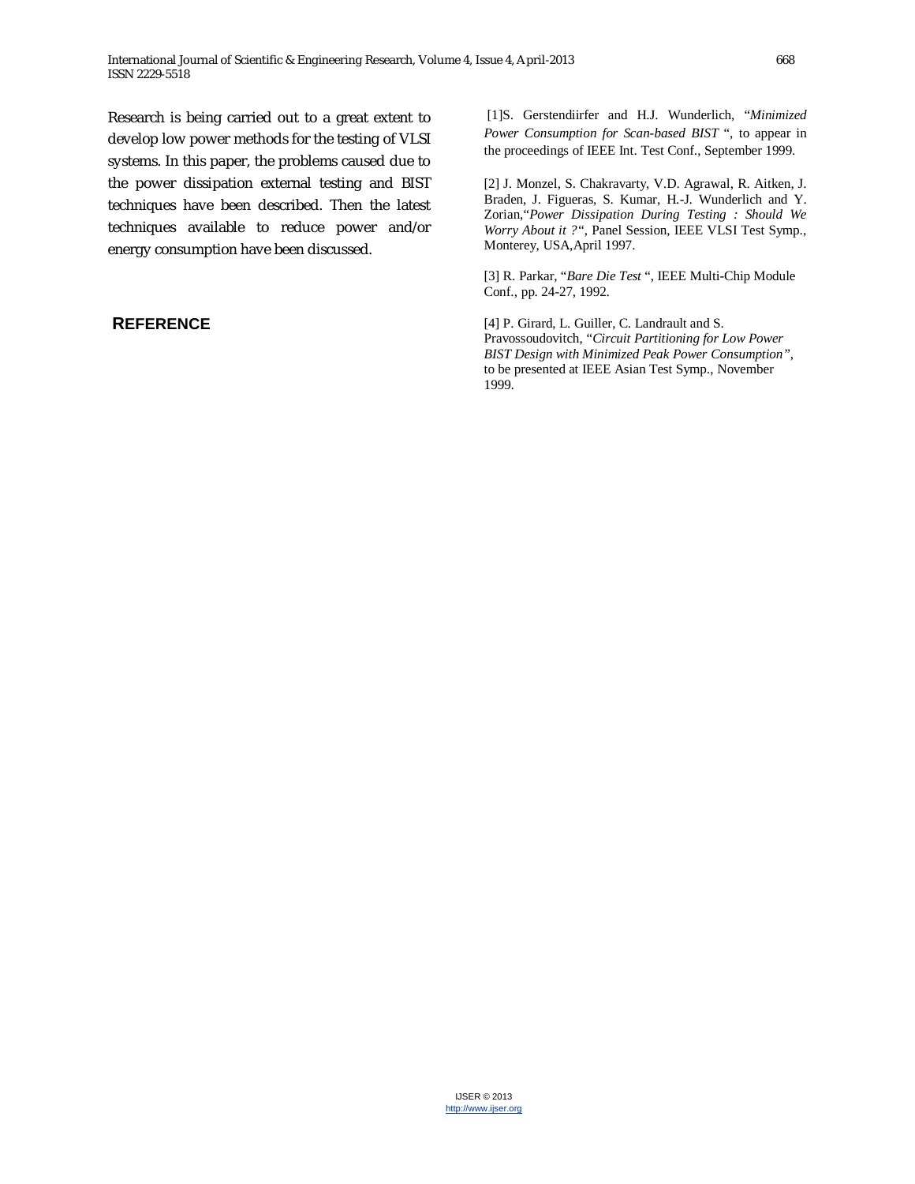Research is being carried out to a great extent to develop low power methods for the testing of VLSI systems. In this paper, the problems caused due to the power dissipation external testing and BIST techniques have been described. Then the latest techniques available to reduce power and/or energy consumption have been discussed.

## REFERENCE

[1]S. Gerstendiirfer and H.J. Wunderlich, "*Minimized Power Consumption for Scan-based BIST* ", to appear in the proceedings of IEEE Int. Test Conf., September 1999.

[2] J. Monzel, S. Chakravarty, V.D. Agrawal, R. Aitken, J. Braden, J. Figueras, S. Kumar, H.-J. Wunderlich and Y. Zorian,"*Power Dissipation During Testing : Should We Worry About it ?*", Panel Session, IEEE VLSI Test Symp., Monterey, USA,April 1997.

[3] R. Parkar, "*Bare Die Test* ", IEEE Multi-Chip Module Conf., pp. 24-27, 1992.

[4] P. Girard, L. Guiller, C. Landrault and S. Pravossoudovitch, "*Circuit Partitioning for Low Power BIST Design with Minimized Peak Power Consumption*", to be presented at IEEE Asian Test Symp., November 1999.